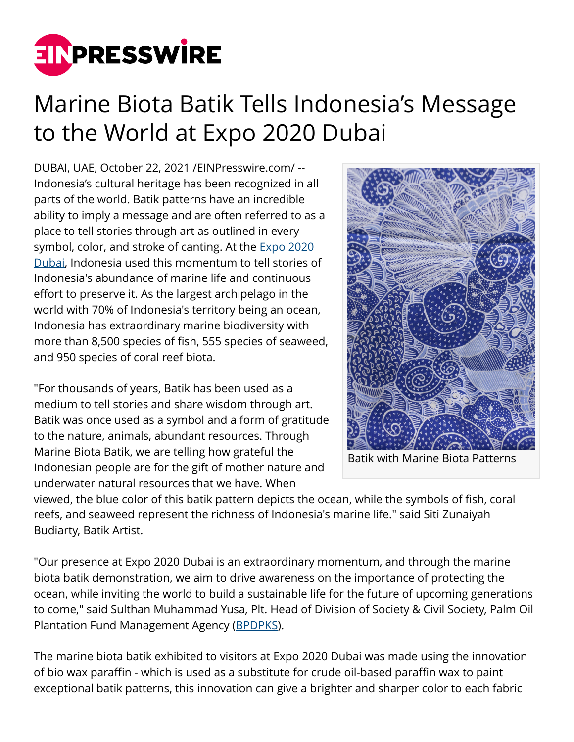# Marine Biota Batik Tells Indonesia's Message to the World at Expo 2020 Dubai

DUBAI, UAE, October 22, 2021 /EINPresswire.com/ -- Indonesia's cultural heritage has been recognized in all parts of the world. Batik patterns have an incredible ability to imply a message and are often referred to as a place to tell stories through art as outlined in every symbol, color, and stroke of canting. At the [Expo 2020 Dubai](), Indonesia used this momentum to tell stories of Indonesia's abundance of marine life and continuous effort to preserve it. As the largest archipelago in the world with 70% of Indonesia's territory being an ocean, Indonesia has extraordinary marine biodiversity with more than 8,500 species of fish, 555 species of seaweed, and 950 species of coral reef biota.

Batik with Marine Biota Patterns

"For thousands of years, Batik has been used as a medium to tell stories and share wisdom through art. Batik was once used as a symbol and a form of gratitude to the nature, animals, abundant resources. Through Marine Biota Batik, we are telling how grateful the Indonesian people are for the gift of mother nature and underwater natural resources that we have. When viewed, the blue color of this batik pattern depicts the ocean, while the symbols of fish, coral reefs, and seaweed represent the richness of Indonesia's marine life." said Siti Zunaiyah Budiarty, Batik Artist.

"Our presence at Expo 2020 Dubai is an extraordinary momentum, and through the marine biota batik demonstration, we aim to drive awareness on the importance of protecting the ocean, while inviting the world to build a sustainable life for the future of upcoming generations to come," said Sulthan Muhammad Yusa, Plt. Head of Division of Society & Civil Society, Palm Oil Plantation Fund Management Agency ([BPDPKS]()).

The marine biota batik exhibited to visitors at Expo 2020 Dubai was made using the innovation of bio wax paraffin - which is used as a substitute for crude oil-based paraffin wax to paint exceptional batik patterns, this innovation can give a brighter and sharper color to each fabric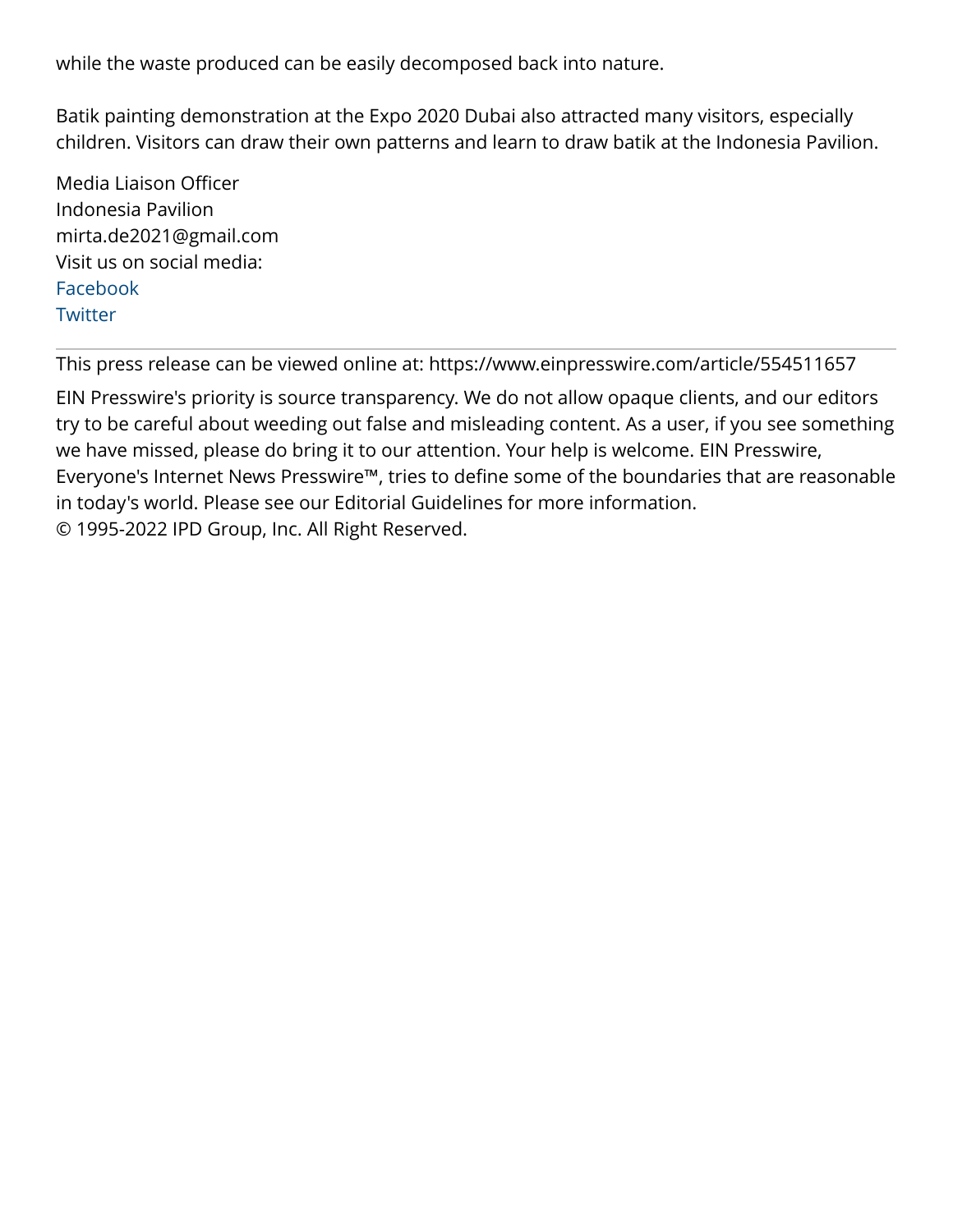while the waste produced can be easily decomposed back into nature.

Batik painting demonstration at the Expo 2020 Dubai also attracted many visitors, especially children. Visitors can draw their own patterns and learn to draw batik at the Indonesia Pavilion.

Media Liaison Officer
Indonesia Pavilion
mirta.de2021@gmail.com
Visit us on social media:
Facebook
Twitter

---

This press release can be viewed online at: https://www.einpresswire.com/article/554511657

EIN Presswire's priority is source transparency. We do not allow opaque clients, and our editors try to be careful about weeding out false and misleading content. As a user, if you see something we have missed, please do bring it to our attention. Your help is welcome. EIN Presswire, Everyone's Internet News Presswire™, tries to define some of the boundaries that are reasonable in today's world. Please see our Editorial Guidelines for more information.
© 1995-2022 IPD Group, Inc. All Right Reserved.